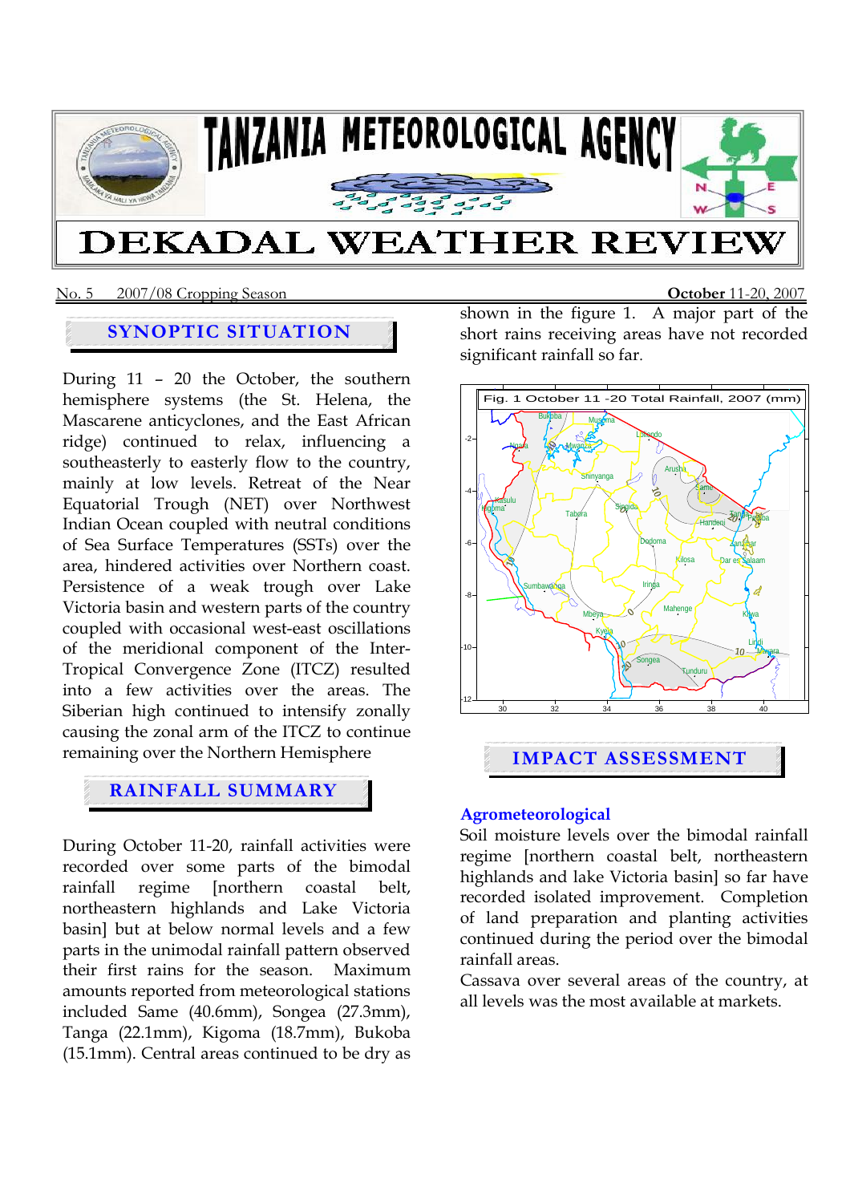# TANZANIA METEOROLOGICAL AGENCY

# DEKADAL WEATHER REVIEW

No. 5 2007/08 Cropping Season **October** 11-20, 2007

## SYNOPTIC SITUATION

During 11 – 20 the October, the southern hemisphere systems (the St. Helena, the Mascarene anticyclones, and the East African ridge) continued to relax, influencing a southeasterly to easterly flow to the country, mainly at low levels. Retreat of the Near Equatorial Trough (NET) over Northwest Indian Ocean coupled with neutral conditions of Sea Surface Temperatures (SSTs) over the area, hindered activities over Northern coast. Persistence of a weak trough over Lake Victoria basin and western parts of the country coupled with occasional west-east oscillations of the meridional component of the Inter-Tropical Convergence Zone (ITCZ) resulted into a few activities over the areas. The Siberian high continued to intensify zonally causing the zonal arm of the ITCZ to continue remaining over the Northern Hemisphere

## RAINFALL SUMMARY

During October 11-20, rainfall activities were recorded over some parts of the bimodal rainfall regime [northern coastal belt, northeastern highlands and Lake Victoria basin] but at below normal levels and a few parts in the unimodal rainfall pattern observed their first rains for the season. Maximum amounts reported from meteorological stations included Same (40.6mm), Songea (27.3mm), Tanga (22.1mm), Kigoma (18.7mm), Bukoba (15.1mm). Central areas continued to be dry as shown in the figure 1. A major part of the short rains receiving areas have not recorded significant rainfall so far.

Fig. 1 October 11 -20 Total Rainfall, 2007 (mm)

## IMPACT ASSESSMENT

### Agrometeorological

Soil moisture levels over the bimodal rainfall regime [northern coastal belt, northeastern highlands and lake Victoria basin] so far have recorded isolated improvement. Completion of land preparation and planting activities continued during the period over the bimodal rainfall areas.

Cassava over several areas of the country, at all levels was the most available at markets.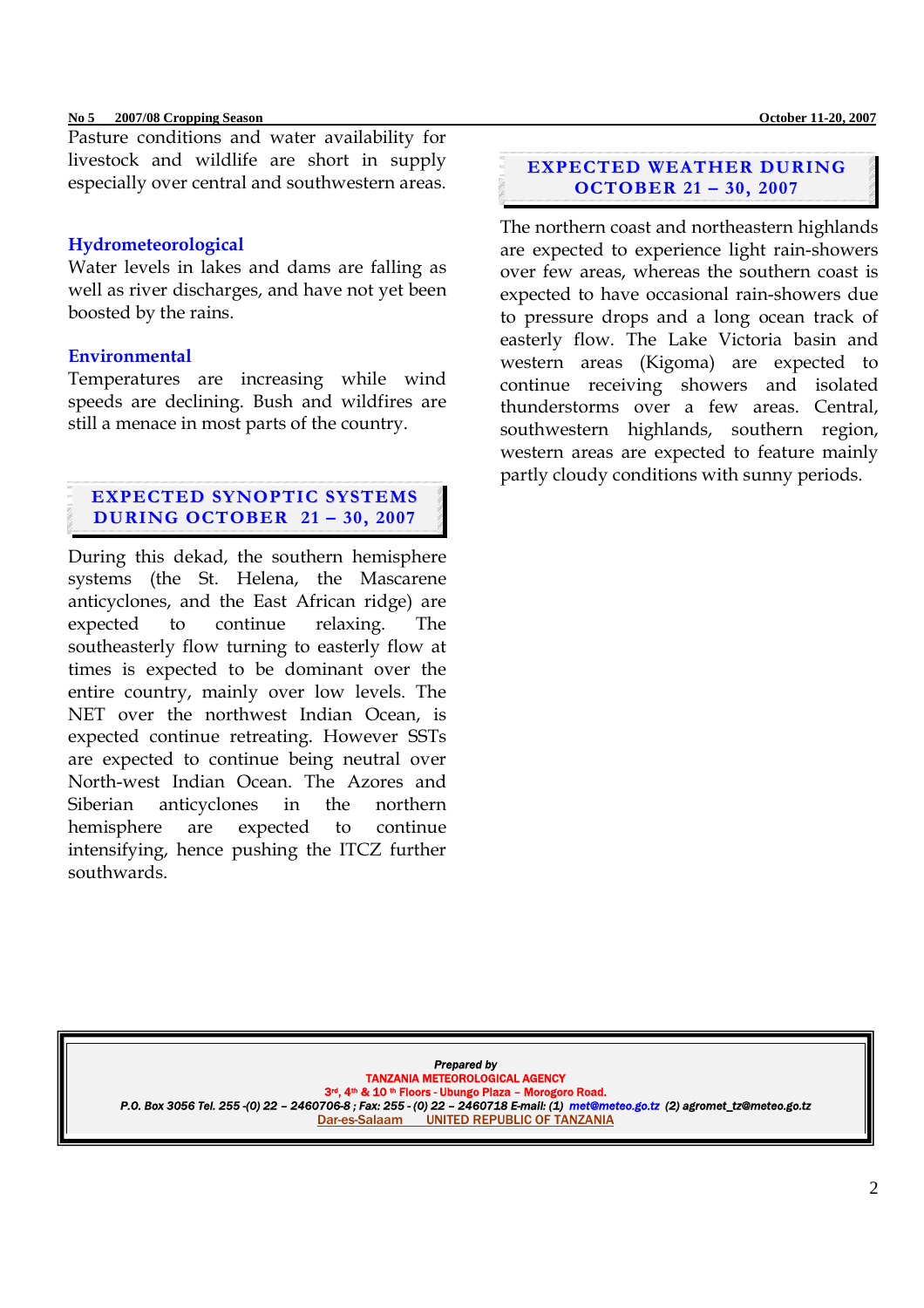Pasture conditions and water availability for livestock and wildlife are short in supply especially over central and southwestern areas.

### Hydrometeorological

Water levels in lakes and dams are falling as well as river discharges, and have not yet been boosted by the rains.

### Environmental

Temperatures are increasing while wind speeds are declining. Bush and wildfires are still a menace in most parts of the country.

## EXPECTED SYNOPTIC SYSTEMS DURING OCTOBER 21 – 30, 2007

During this dekad, the southern hemisphere systems (the St. Helena, the Mascarene anticyclones, and the East African ridge) are expected to continue relaxing. The southeasterly flow turning to easterly flow at times is expected to be dominant over the entire country, mainly over low levels. The NET over the northwest Indian Ocean, is expected continue retreating. However SSTs are expected to continue being neutral over North-west Indian Ocean. The Azores and Siberian anticyclones in the northern hemisphere are expected to continue intensifying, hence pushing the ITCZ further southwards.

## EXPECTED WEATHER DURING OCTOBER 21 – 30, 2007

The northern coast and northeastern highlands are expected to experience light rain-showers over few areas, whereas the southern coast is expected to have occasional rain-showers due to pressure drops and a long ocean track of easterly flow. The Lake Victoria basin and western areas (Kigoma) are expected to continue receiving showers and isolated thunderstorms over a few areas. Central, southwestern highlands, southern region, western areas are expected to feature mainly partly cloudy conditions with sunny periods.

*Prepared by*
**TANZANIA METEOROLOGICAL AGENCY**
**3rd, 4th & 10th Floors - Ubungo Plaza – Morogoro Road.**
*P.O. Box 3056 Tel. 255 -(0) 22 – 2460706-8 ; Fax: 255 - (0) 22 – 2460718 E-mail: (1) met@meteo.go.tz (2) agromet_tz@meteo.go.tz*
Dar-es-Salaam UNITED REPUBLIC OF TANZANIA